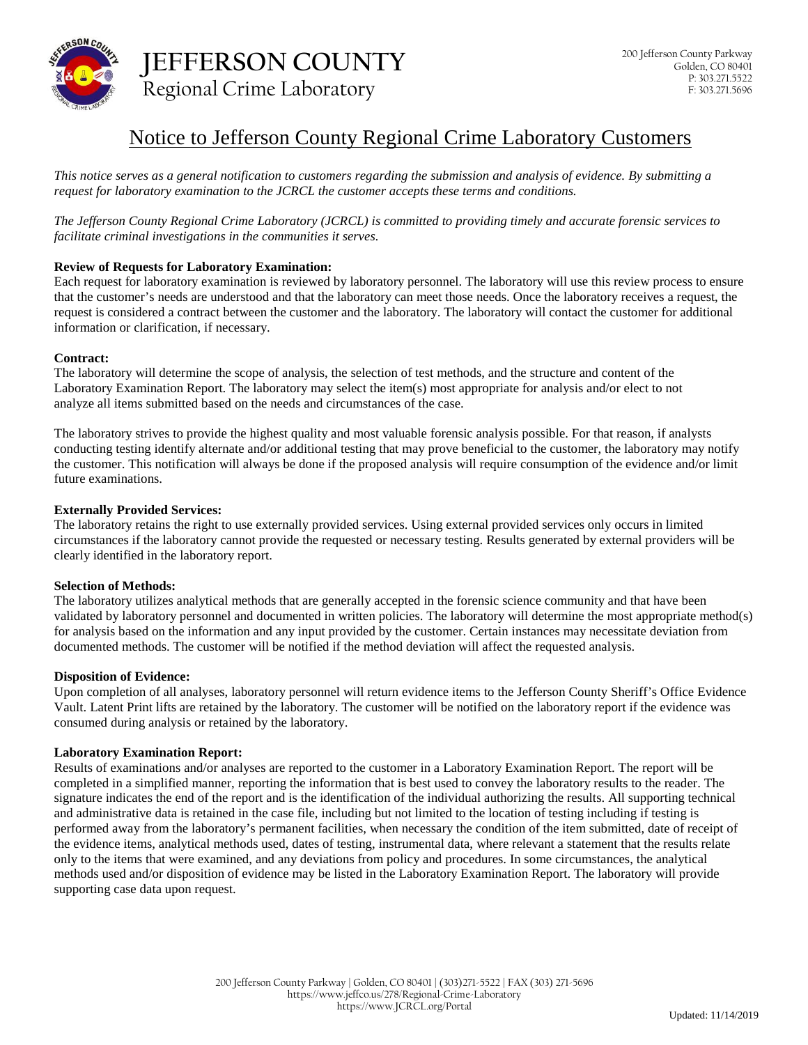# JEFFERSON COUNTY
Regional Crime Laboratory

200 Jefferson County Parkway
Golden, CO 80401
P: 303.271.5522
F: 303.271.5696

## Notice to Jefferson County Regional Crime Laboratory Customers

*This notice serves as a general notification to customers regarding the submission and analysis of evidence. By submitting a request for laboratory examination to the JCRCL the customer accepts these terms and conditions.*

*The Jefferson County Regional Crime Laboratory (JCRCL) is committed to providing timely and accurate forensic services to facilitate criminal investigations in the communities it serves.*

**Review of Requests for Laboratory Examination:**
Each request for laboratory examination is reviewed by laboratory personnel. The laboratory will use this review process to ensure that the customer's needs are understood and that the laboratory can meet those needs. Once the laboratory receives a request, the request is considered a contract between the customer and the laboratory. The laboratory will contact the customer for additional information or clarification, if necessary.

**Contract:**
The laboratory will determine the scope of analysis, the selection of test methods, and the structure and content of the Laboratory Examination Report. The laboratory may select the item(s) most appropriate for analysis and/or elect to not analyze all items submitted based on the needs and circumstances of the case.

The laboratory strives to provide the highest quality and most valuable forensic analysis possible. For that reason, if analysts conducting testing identify alternate and/or additional testing that may prove beneficial to the customer, the laboratory may notify the customer. This notification will always be done if the proposed analysis will require consumption of the evidence and/or limit future examinations.

**Externally Provided Services:**
The laboratory retains the right to use externally provided services. Using external provided services only occurs in limited circumstances if the laboratory cannot provide the requested or necessary testing. Results generated by external providers will be clearly identified in the laboratory report.

**Selection of Methods:**
The laboratory utilizes analytical methods that are generally accepted in the forensic science community and that have been validated by laboratory personnel and documented in written policies. The laboratory will determine the most appropriate method(s) for analysis based on the information and any input provided by the customer. Certain instances may necessitate deviation from documented methods. The customer will be notified if the method deviation will affect the requested analysis.

**Disposition of Evidence:**
Upon completion of all analyses, laboratory personnel will return evidence items to the Jefferson County Sheriff's Office Evidence Vault. Latent Print lifts are retained by the laboratory. The customer will be notified on the laboratory report if the evidence was consumed during analysis or retained by the laboratory.

**Laboratory Examination Report:**
Results of examinations and/or analyses are reported to the customer in a Laboratory Examination Report. The report will be completed in a simplified manner, reporting the information that is best used to convey the laboratory results to the reader. The signature indicates the end of the report and is the identification of the individual authorizing the results. All supporting technical and administrative data is retained in the case file, including but not limited to the location of testing including if testing is performed away from the laboratory's permanent facilities, when necessary the condition of the item submitted, date of receipt of the evidence items, analytical methods used, dates of testing, instrumental data, where relevant a statement that the results relate only to the items that were examined, and any deviations from policy and procedures. In some circumstances, the analytical methods used and/or disposition of evidence may be listed in the Laboratory Examination Report. The laboratory will provide supporting case data upon request.

200 Jefferson County Parkway | Golden, CO 80401 | (303)271-5522 | FAX (303) 271-5696
https://www.jeffco.us/278/Regional-Crime-Laboratory
https://www.JCRCL.org/Portal

Updated: 11/14/2019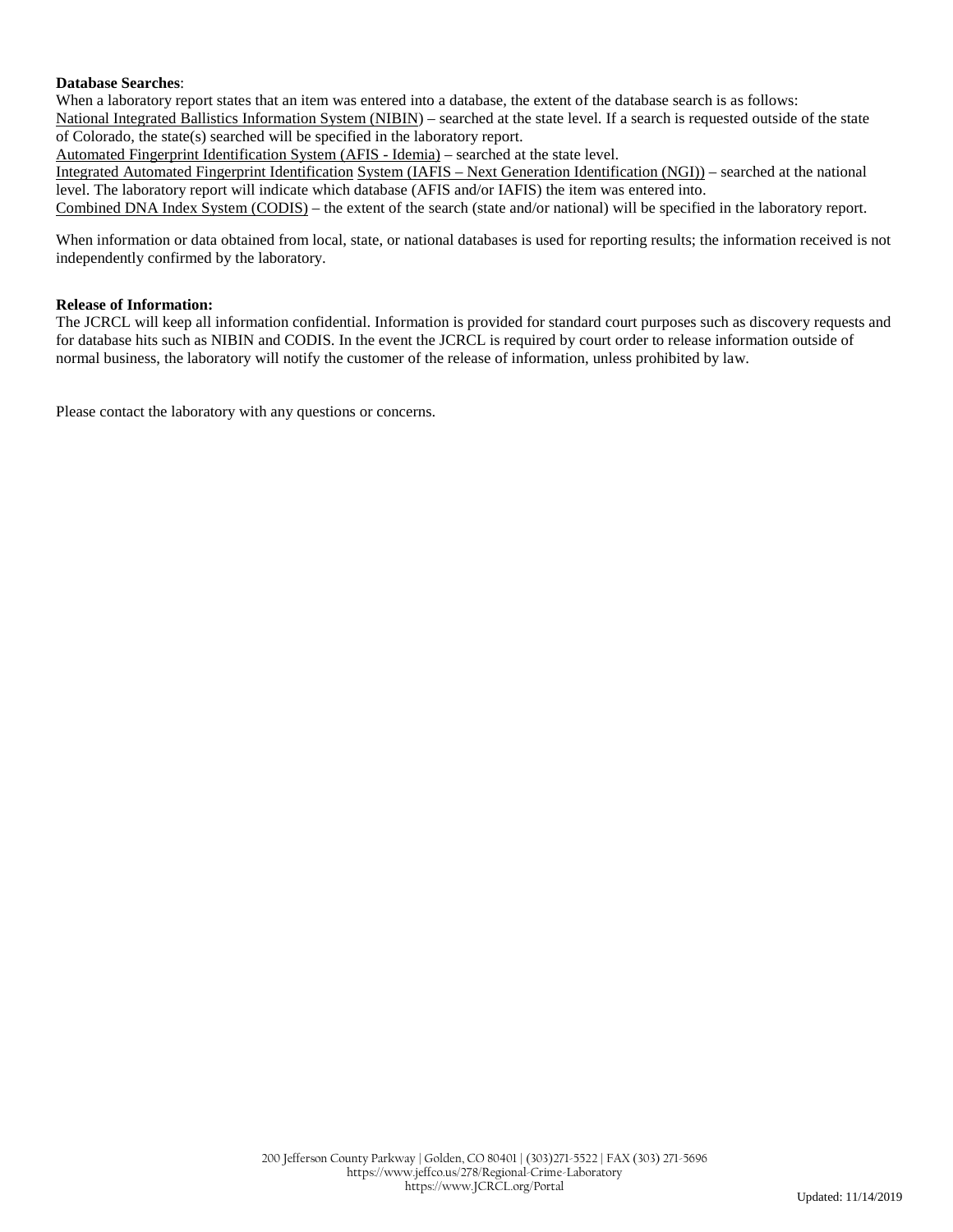**Database Searches**:

When a laboratory report states that an item was entered into a database, the extent of the database search is as follows:

National Integrated Ballistics Information System (NIBIN) – searched at the state level. If a search is requested outside of the state of Colorado, the state(s) searched will be specified in the laboratory report.

Automated Fingerprint Identification System (AFIS - Idemia) – searched at the state level.

Integrated Automated Fingerprint Identification System (IAFIS – Next Generation Identification (NGI)) – searched at the national level. The laboratory report will indicate which database (AFIS and/or IAFIS) the item was entered into.

Combined DNA Index System (CODIS) – the extent of the search (state and/or national) will be specified in the laboratory report.

When information or data obtained from local, state, or national databases is used for reporting results; the information received is not independently confirmed by the laboratory.

**Release of Information:**

The JCRCL will keep all information confidential. Information is provided for standard court purposes such as discovery requests and for database hits such as NIBIN and CODIS. In the event the JCRCL is required by court order to release information outside of normal business, the laboratory will notify the customer of the release of information, unless prohibited by law.

Please contact the laboratory with any questions or concerns.

200 Jefferson County Parkway | Golden, CO 80401 | (303)271-5522 | FAX (303) 271-5696
https://www.jeffco.us/278/Regional-Crime-Laboratory
https://www.JCRCL.org/Portal

Updated: 11/14/2019